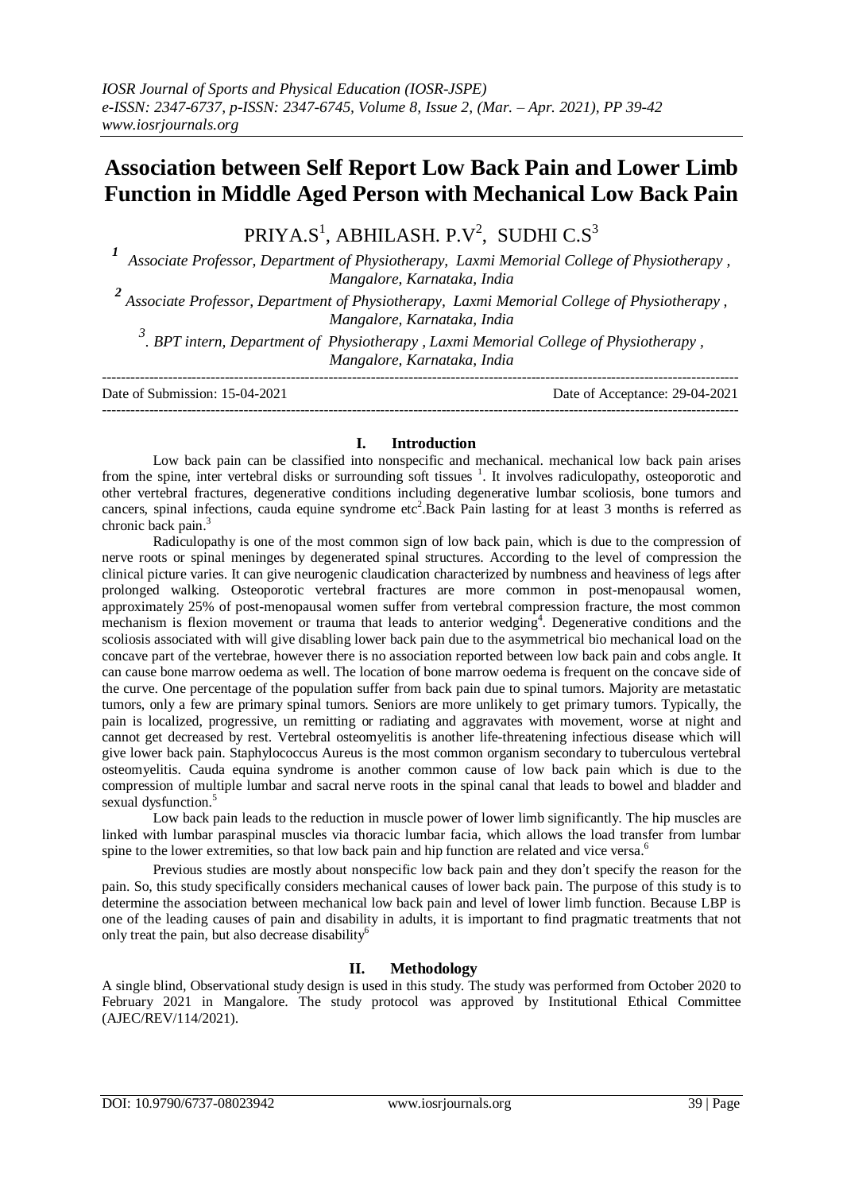# Association between Self Report Low Back Pain and Lower Limb Function in Middle Aged Person with Mechanical Low Back Pain

PRIYA.S[1], ABHILASH. P.V[2], SUDHI C.S[3]

[1] Associate Professor, Department of Physiotherapy, Laxmi Memorial College of Physiotherapy , Mangalore, Karnataka, India

[2] Associate Professor, Department of Physiotherapy, Laxmi Memorial College of Physiotherapy , Mangalore, Karnataka, India

[3]. BPT intern, Department of Physiotherapy , Laxmi Memorial College of Physiotherapy , Mangalore, Karnataka, India

---

Date of Submission: 15-04-2021 Date of Acceptance: 29-04-2021

---

## I. Introduction

Low back pain can be classified into nonspecific and mechanical. mechanical low back pain arises from the spine, inter vertebral disks or surrounding soft tissues [1]. It involves radiculopathy, osteoporotic and other vertebral fractures, degenerative conditions including degenerative lumbar scoliosis, bone tumors and cancers, spinal infections, cauda equine syndrome etc[2].Back Pain lasting for at least 3 months is referred as chronic back pain.[3]

Radiculopathy is one of the most common sign of low back pain, which is due to the compression of nerve roots or spinal meninges by degenerated spinal structures. According to the level of compression the clinical picture varies. It can give neurogenic claudication characterized by numbness and heaviness of legs after prolonged walking. Osteoporotic vertebral fractures are more common in post-menopausal women, approximately 25% of post-menopausal women suffer from vertebral compression fracture, the most common mechanism is flexion movement or trauma that leads to anterior wedging[4]. Degenerative conditions and the scoliosis associated with will give disabling lower back pain due to the asymmetrical bio mechanical load on the concave part of the vertebrae, however there is no association reported between low back pain and cobs angle. It can cause bone marrow oedema as well. The location of bone marrow oedema is frequent on the concave side of the curve. One percentage of the population suffer from back pain due to spinal tumors. Majority are metastatic tumors, only a few are primary spinal tumors. Seniors are more unlikely to get primary tumors. Typically, the pain is localized, progressive, un remitting or radiating and aggravates with movement, worse at night and cannot get decreased by rest. Vertebral osteomyelitis is another life-threatening infectious disease which will give lower back pain. Staphylococcus Aureus is the most common organism secondary to tuberculous vertebral osteomyelitis. Cauda equina syndrome is another common cause of low back pain which is due to the compression of multiple lumbar and sacral nerve roots in the spinal canal that leads to bowel and bladder and sexual dysfunction.[5]

Low back pain leads to the reduction in muscle power of lower limb significantly. The hip muscles are linked with lumbar paraspinal muscles via thoracic lumbar facia, which allows the load transfer from lumbar spine to the lower extremities, so that low back pain and hip function are related and vice versa.[6]

Previous studies are mostly about nonspecific low back pain and they don't specify the reason for the pain. So, this study specifically considers mechanical causes of lower back pain. The purpose of this study is to determine the association between mechanical low back pain and level of lower limb function. Because LBP is one of the leading causes of pain and disability in adults, it is important to find pragmatic treatments that not only treat the pain, but also decrease disability[6]

## II. Methodology

A single blind, Observational study design is used in this study. The study was performed from October 2020 to February 2021 in Mangalore. The study protocol was approved by Institutional Ethical Committee (AJEC/REV/114/2021).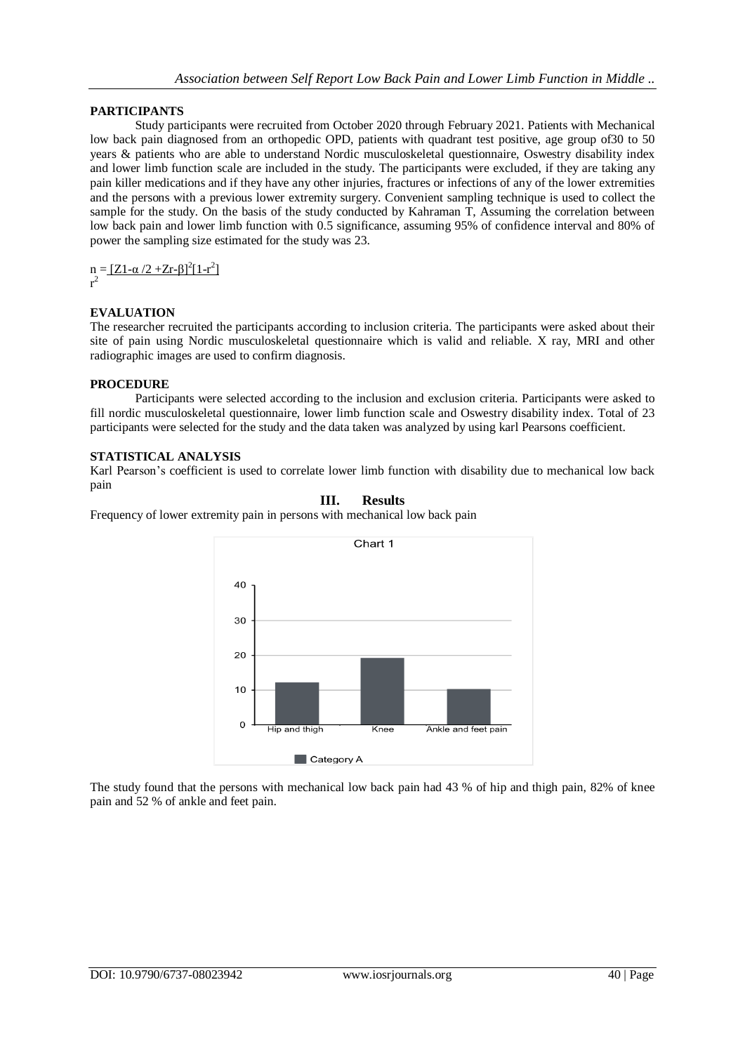**PARTICIPANTS**

Study participants were recruited from October 2020 through February 2021. Patients with Mechanical low back pain diagnosed from an orthopedic OPD, patients with quadrant test positive, age group of30 to 50 years & patients who are able to understand Nordic musculoskeletal questionnaire, Oswestry disability index and lower limb function scale are included in the study. The participants were excluded, if they are taking any pain killer medications and if they have any other injuries, fractures or infections of any of the lower extremities and the persons with a previous lower extremity surgery. Convenient sampling technique is used to collect the sample for the study. On the basis of the study conducted by Kahraman T, Assuming the correlation between low back pain and lower limb function with 0.5 significance, assuming 95% of confidence interval and 80% of power the sampling size estimated for the study was 23.

$$n = \frac{[Z1\text{-}\alpha/2 + Zr\text{-}\beta]^2[1-r^2]}{r^2}$$

**EVALUATION**

The researcher recruited the participants according to inclusion criteria. The participants were asked about their site of pain using Nordic musculoskeletal questionnaire which is valid and reliable. X ray, MRI and other radiographic images are used to confirm diagnosis.

**PROCEDURE**

Participants were selected according to the inclusion and exclusion criteria. Participants were asked to fill nordic musculoskeletal questionnaire, lower limb function scale and Oswestry disability index. Total of 23 participants were selected for the study and the data taken was analyzed by using karl Pearsons coefficient.

**STATISTICAL ANALYSIS**

Karl Pearson's coefficient is used to correlate lower limb function with disability due to mechanical low back pain

## III. Results

Frequency of lower extremity pain in persons with mechanical low back pain

Chart 1

| | Category A |
|---|---|
| Hip and thigh | 12 |
| Knee | 19 |
| Ankle and feet pain | 10 |

The study found that the persons with mechanical low back pain had 43 % of hip and thigh pain, 82% of knee pain and 52 % of ankle and feet pain.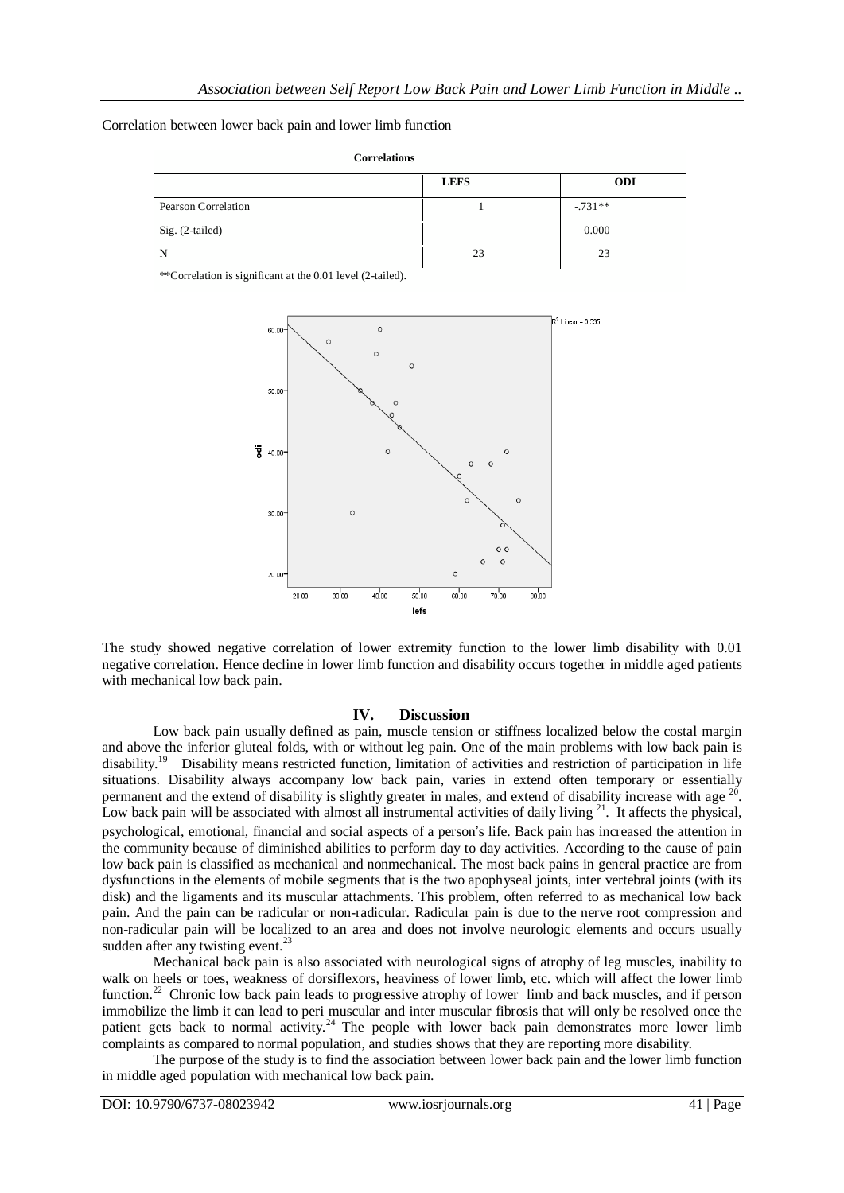Correlation between lower back pain and lower limb function

| Correlations | | |
|---|---|---|
| | LEFS | ODI |
| Pearson Correlation | 1 | -.731** |
| Sig. (2-tailed) | | 0.000 |
| N | 23 | 23 |

**Correlation is significant at the 0.01 level (2-tailed).

The study showed negative correlation of lower extremity function to the lower limb disability with 0.01 negative correlation. Hence decline in lower limb function and disability occurs together in middle aged patients with mechanical low back pain.

## IV. Discussion

Low back pain usually defined as pain, muscle tension or stiffness localized below the costal margin and above the inferior gluteal folds, with or without leg pain. One of the main problems with low back pain is disability.[19] Disability means restricted function, limitation of activities and restriction of participation in life situations. Disability always accompany low back pain, varies in extend often temporary or essentially permanent and the extend of disability is slightly greater in males, and extend of disability increase with age [20]. Low back pain will be associated with almost all instrumental activities of daily living [21]. It affects the physical, psychological, emotional, financial and social aspects of a person's life. Back pain has increased the attention in the community because of diminished abilities to perform day to day activities. According to the cause of pain low back pain is classified as mechanical and nonmechanical. The most back pains in general practice are from dysfunctions in the elements of mobile segments that is the two apophyseal joints, inter vertebral joints (with its disk) and the ligaments and its muscular attachments. This problem, often referred to as mechanical low back pain. And the pain can be radicular or non-radicular. Radicular pain is due to the nerve root compression and non-radicular pain will be localized to an area and does not involve neurologic elements and occurs usually sudden after any twisting event.[23]

Mechanical back pain is also associated with neurological signs of atrophy of leg muscles, inability to walk on heels or toes, weakness of dorsiflexors, heaviness of lower limb, etc. which will affect the lower limb function.[22] Chronic low back pain leads to progressive atrophy of lower limb and back muscles, and if person immobilize the limb it can lead to peri muscular and inter muscular fibrosis that will only be resolved once the patient gets back to normal activity.[24] The people with lower back pain demonstrates more lower limb complaints as compared to normal population, and studies shows that they are reporting more disability.

The purpose of the study is to find the association between lower back pain and the lower limb function in middle aged population with mechanical low back pain.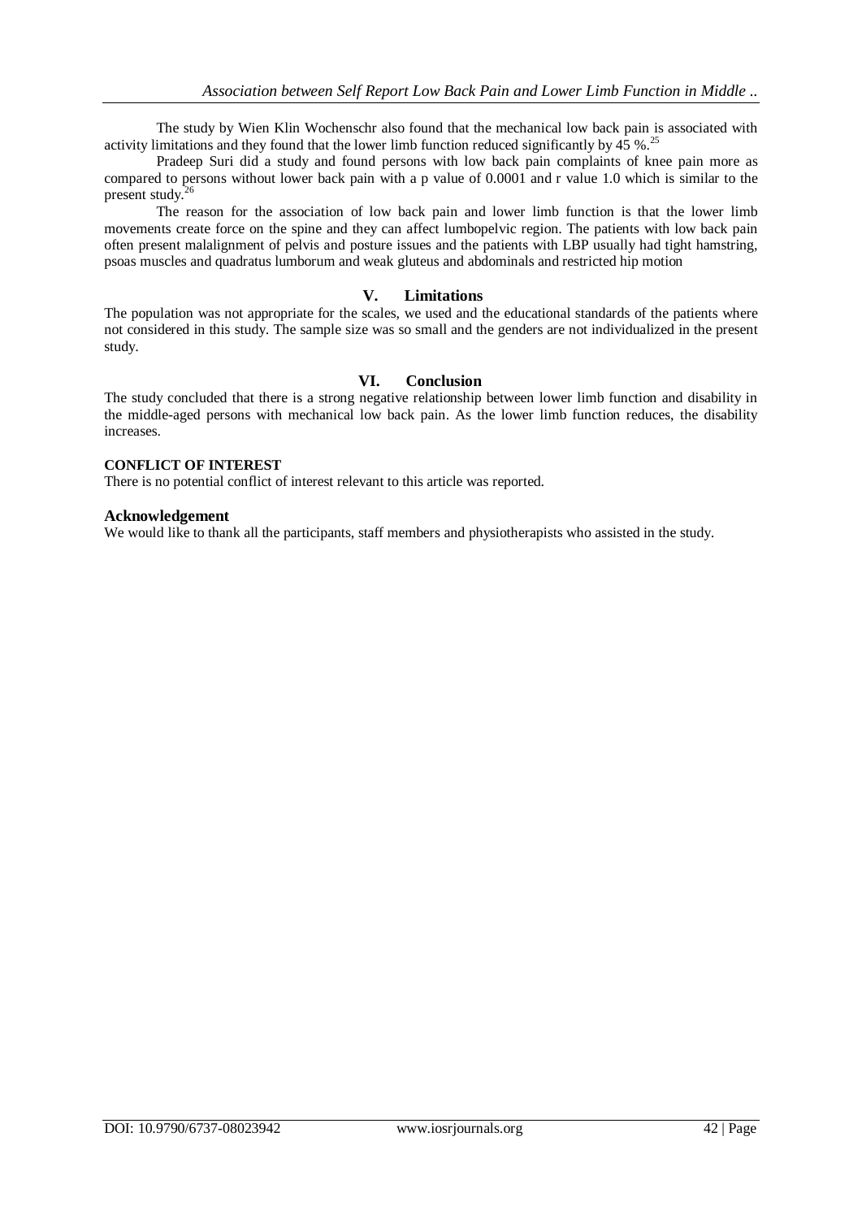The study by Wien Klin Wochenschr also found that the mechanical low back pain is associated with activity limitations and they found that the lower limb function reduced significantly by 45 %.[25]

Pradeep Suri did a study and found persons with low back pain complaints of knee pain more as compared to persons without lower back pain with a p value of 0.0001 and r value 1.0 which is similar to the present study.[26]

The reason for the association of low back pain and lower limb function is that the lower limb movements create force on the spine and they can affect lumbopelvic region. The patients with low back pain often present malalignment of pelvis and posture issues and the patients with LBP usually had tight hamstring, psoas muscles and quadratus lumborum and weak gluteus and abdominals and restricted hip motion

## V. Limitations

The population was not appropriate for the scales, we used and the educational standards of the patients where not considered in this study. The sample size was so small and the genders are not individualized in the present study.

## VI. Conclusion

The study concluded that there is a strong negative relationship between lower limb function and disability in the middle-aged persons with mechanical low back pain. As the lower limb function reduces, the disability increases.

**CONFLICT OF INTEREST**

There is no potential conflict of interest relevant to this article was reported.

**Acknowledgement**

We would like to thank all the participants, staff members and physiotherapists who assisted in the study.